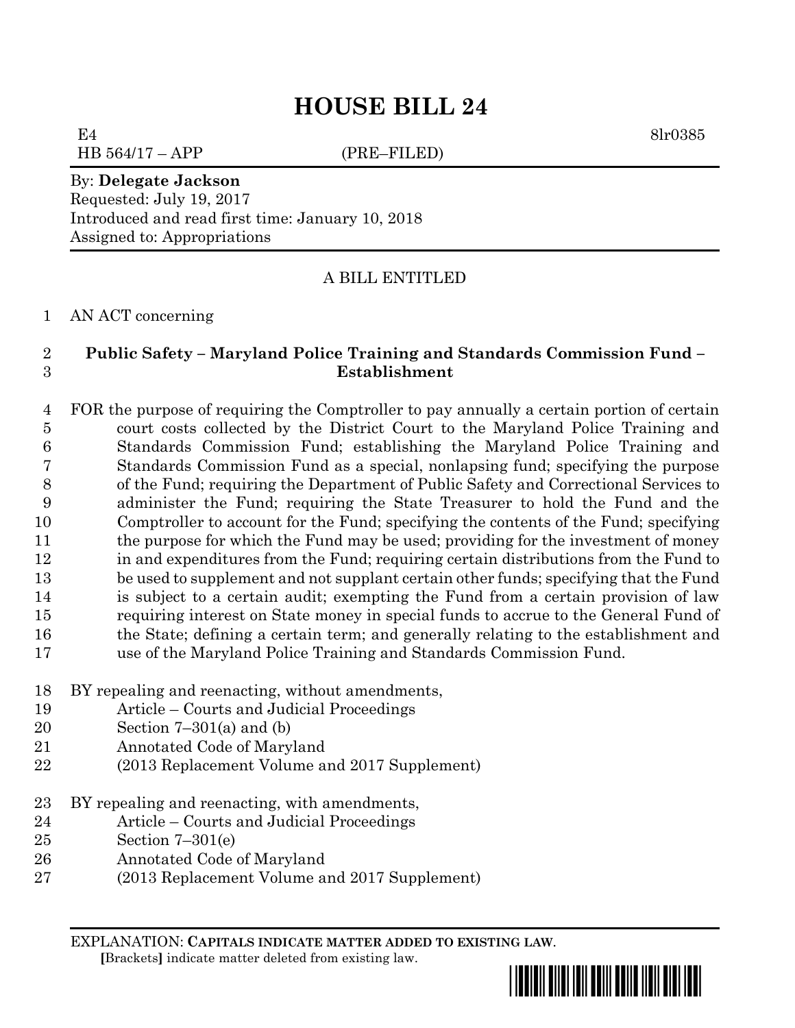# HOUSE BILL 24

E4 8lr0385
HB 564/17 – APP (PRE–FILED)

By: **Delegate Jackson**
Requested: July 19, 2017
Introduced and read first time: January 10, 2018
Assigned to: Appropriations

A BILL ENTITLED

AN ACT concerning

**Public Safety – Maryland Police Training and Standards Commission Fund – Establishment**

FOR the purpose of requiring the Comptroller to pay annually a certain portion of certain court costs collected by the District Court to the Maryland Police Training and Standards Commission Fund; establishing the Maryland Police Training and Standards Commission Fund as a special, nonlapsing fund; specifying the purpose of the Fund; requiring the Department of Public Safety and Correctional Services to administer the Fund; requiring the State Treasurer to hold the Fund and the Comptroller to account for the Fund; specifying the contents of the Fund; specifying the purpose for which the Fund may be used; providing for the investment of money in and expenditures from the Fund; requiring certain distributions from the Fund to be used to supplement and not supplant certain other funds; specifying that the Fund is subject to a certain audit; exempting the Fund from a certain provision of law requiring interest on State money in special funds to accrue to the General Fund of the State; defining a certain term; and generally relating to the establishment and use of the Maryland Police Training and Standards Commission Fund.

BY repealing and reenacting, without amendments,
Article – Courts and Judicial Proceedings
Section 7–301(a) and (b)
Annotated Code of Maryland
(2013 Replacement Volume and 2017 Supplement)

BY repealing and reenacting, with amendments,
Article – Courts and Judicial Proceedings
Section 7–301(e)
Annotated Code of Maryland
(2013 Replacement Volume and 2017 Supplement)

EXPLANATION: **CAPITALS INDICATE MATTER ADDED TO EXISTING LAW**.
**[**Brackets**]** indicate matter deleted from existing law.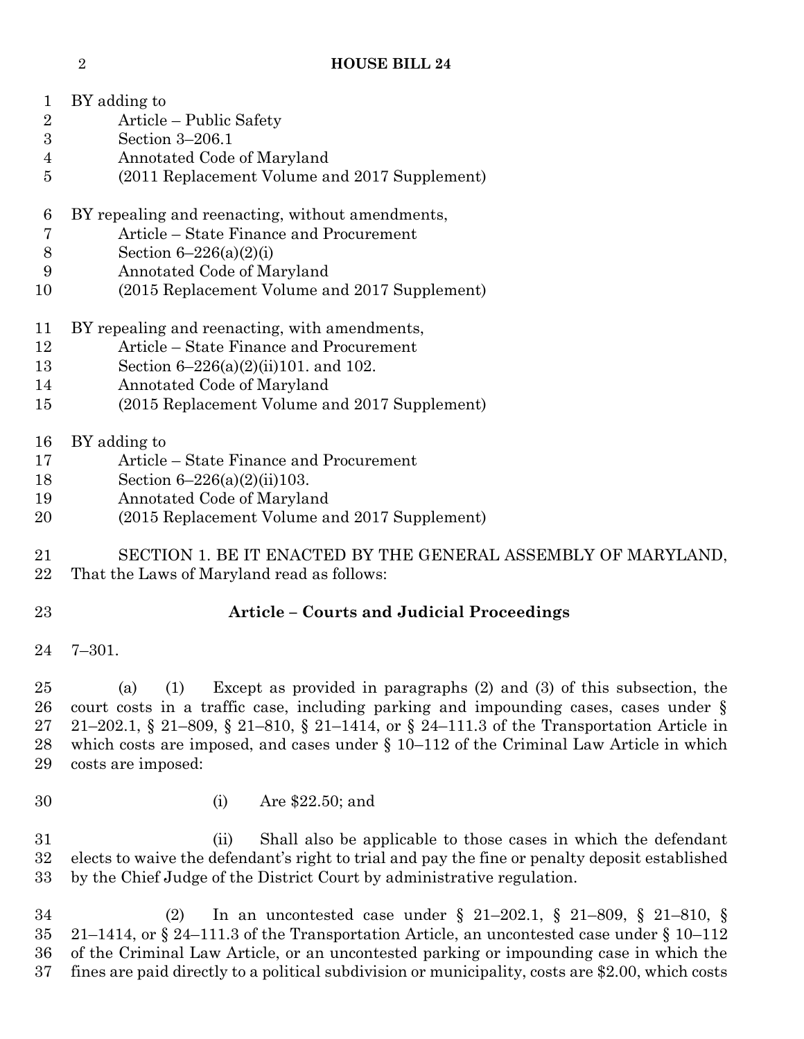BY adding to
Article – Public Safety
Section 3–206.1
Annotated Code of Maryland
(2011 Replacement Volume and 2017 Supplement)

BY repealing and reenacting, without amendments,
Article – State Finance and Procurement
Section 6–226(a)(2)(i)
Annotated Code of Maryland
(2015 Replacement Volume and 2017 Supplement)

BY repealing and reenacting, with amendments,
Article – State Finance and Procurement
Section 6–226(a)(2)(ii)101. and 102.
Annotated Code of Maryland
(2015 Replacement Volume and 2017 Supplement)

BY adding to
Article – State Finance and Procurement
Section 6–226(a)(2)(ii)103.
Annotated Code of Maryland
(2015 Replacement Volume and 2017 Supplement)

SECTION 1. BE IT ENACTED BY THE GENERAL ASSEMBLY OF MARYLAND, That the Laws of Maryland read as follows:

**Article – Courts and Judicial Proceedings**

7–301.

(a) (1) Except as provided in paragraphs (2) and (3) of this subsection, the court costs in a traffic case, including parking and impounding cases, cases under § 21–202.1, § 21–809, § 21–810, § 21–1414, or § 24–111.3 of the Transportation Article in which costs are imposed, and cases under § 10–112 of the Criminal Law Article in which costs are imposed:

(i) Are $22.50; and

(ii) Shall also be applicable to those cases in which the defendant elects to waive the defendant's right to trial and pay the fine or penalty deposit established by the Chief Judge of the District Court by administrative regulation.

(2) In an uncontested case under § 21–202.1, § 21–809, § 21–810, § 21–1414, or § 24–111.3 of the Transportation Article, an uncontested case under § 10–112 of the Criminal Law Article, or an uncontested parking or impounding case in which the fines are paid directly to a political subdivision or municipality, costs are $2.00, which costs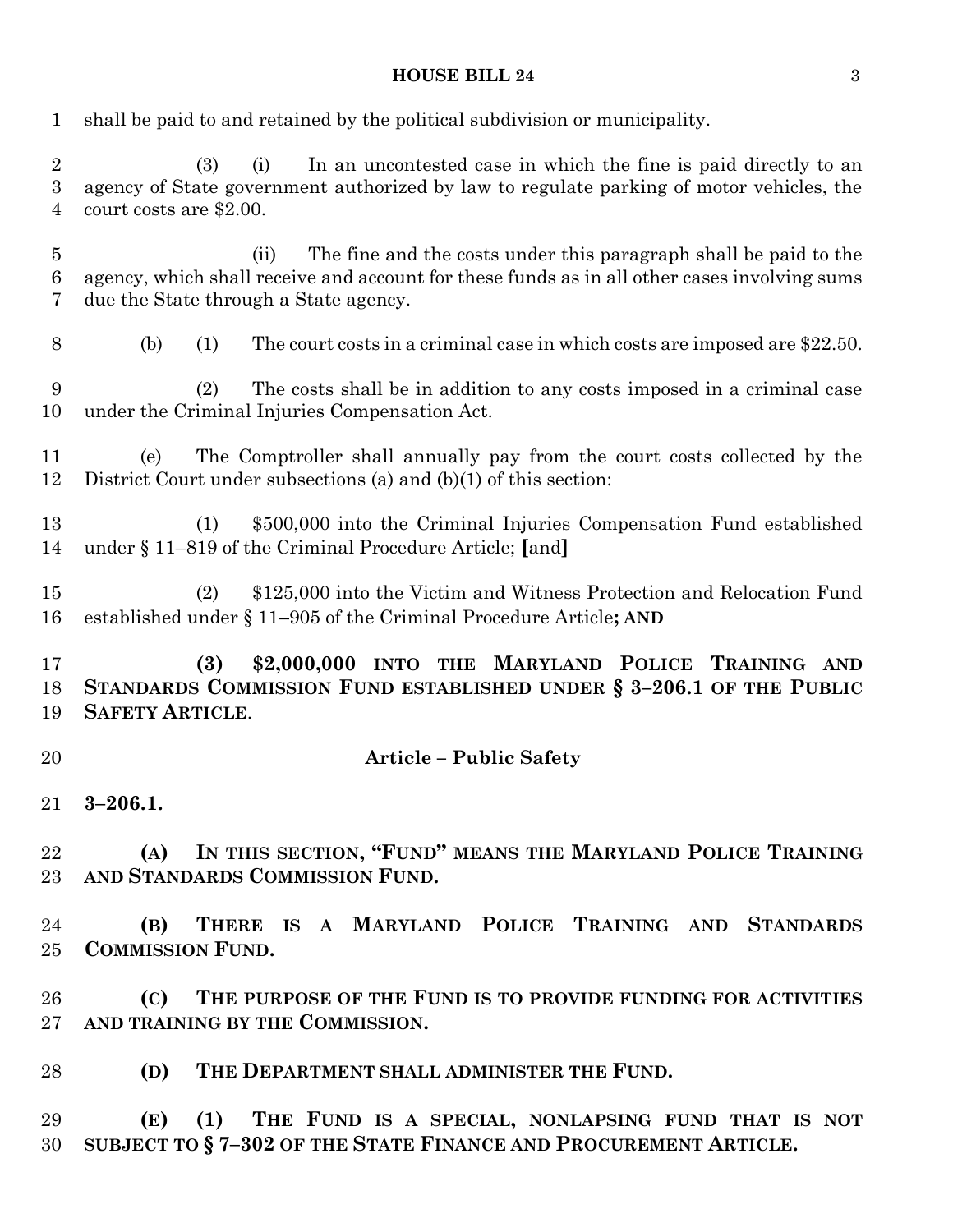shall be paid to and retained by the political subdivision or municipality.

(3) (i) In an uncontested case in which the fine is paid directly to an agency of State government authorized by law to regulate parking of motor vehicles, the court costs are $2.00.

(ii) The fine and the costs under this paragraph shall be paid to the agency, which shall receive and account for these funds as in all other cases involving sums due the State through a State agency.

(b) (1) The court costs in a criminal case in which costs are imposed are $22.50.

(2) The costs shall be in addition to any costs imposed in a criminal case under the Criminal Injuries Compensation Act.

(e) The Comptroller shall annually pay from the court costs collected by the District Court under subsections (a) and (b)(1) of this section:

(1) $500,000 into the Criminal Injuries Compensation Fund established under § 11–819 of the Criminal Procedure Article; **[**and**]**

(2) $125,000 into the Victim and Witness Protection and Relocation Fund established under § 11–905 of the Criminal Procedure Article**; AND**

**(3) $2,000,000 INTO THE MARYLAND POLICE TRAINING AND STANDARDS COMMISSION FUND ESTABLISHED UNDER § 3–206.1 OF THE PUBLIC SAFETY ARTICLE**.

## Article – Public Safety

**3–206.1.**

**(A) IN THIS SECTION, "FUND" MEANS THE MARYLAND POLICE TRAINING AND STANDARDS COMMISSION FUND.**

**(B) THERE IS A MARYLAND POLICE TRAINING AND STANDARDS COMMISSION FUND.**

**(C) THE PURPOSE OF THE FUND IS TO PROVIDE FUNDING FOR ACTIVITIES AND TRAINING BY THE COMMISSION.**

**(D) THE DEPARTMENT SHALL ADMINISTER THE FUND.**

**(E) (1) THE FUND IS A SPECIAL, NONLAPSING FUND THAT IS NOT SUBJECT TO § 7–302 OF THE STATE FINANCE AND PROCUREMENT ARTICLE.**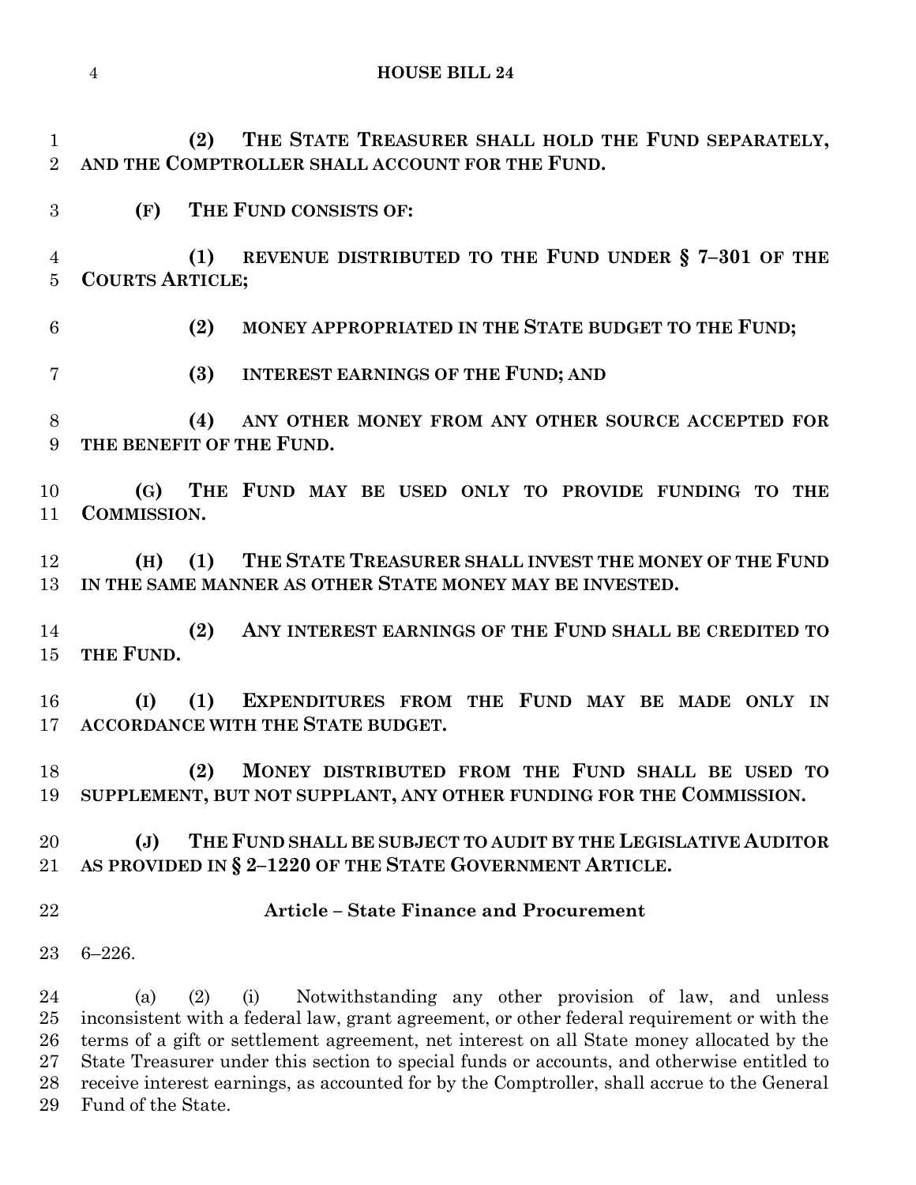**(2) THE STATE TREASURER SHALL HOLD THE FUND SEPARATELY, AND THE COMPTROLLER SHALL ACCOUNT FOR THE FUND.**

**(F) THE FUND CONSISTS OF:**

**(1) REVENUE DISTRIBUTED TO THE FUND UNDER § 7–301 OF THE COURTS ARTICLE;**

**(2) MONEY APPROPRIATED IN THE STATE BUDGET TO THE FUND;**

**(3) INTEREST EARNINGS OF THE FUND; AND**

**(4) ANY OTHER MONEY FROM ANY OTHER SOURCE ACCEPTED FOR THE BENEFIT OF THE FUND.**

**(G) THE FUND MAY BE USED ONLY TO PROVIDE FUNDING TO THE COMMISSION.**

**(H) (1) THE STATE TREASURER SHALL INVEST THE MONEY OF THE FUND IN THE SAME MANNER AS OTHER STATE MONEY MAY BE INVESTED.**

**(2) ANY INTEREST EARNINGS OF THE FUND SHALL BE CREDITED TO THE FUND.**

**(I) (1) EXPENDITURES FROM THE FUND MAY BE MADE ONLY IN ACCORDANCE WITH THE STATE BUDGET.**

**(2) MONEY DISTRIBUTED FROM THE FUND SHALL BE USED TO SUPPLEMENT, BUT NOT SUPPLANT, ANY OTHER FUNDING FOR THE COMMISSION.**

**(J) THE FUND SHALL BE SUBJECT TO AUDIT BY THE LEGISLATIVE AUDITOR AS PROVIDED IN § 2–1220 OF THE STATE GOVERNMENT ARTICLE.**

**Article – State Finance and Procurement**

6–226.

(a) (2) (i) Notwithstanding any other provision of law, and unless inconsistent with a federal law, grant agreement, or other federal requirement or with the terms of a gift or settlement agreement, net interest on all State money allocated by the State Treasurer under this section to special funds or accounts, and otherwise entitled to receive interest earnings, as accounted for by the Comptroller, shall accrue to the General Fund of the State.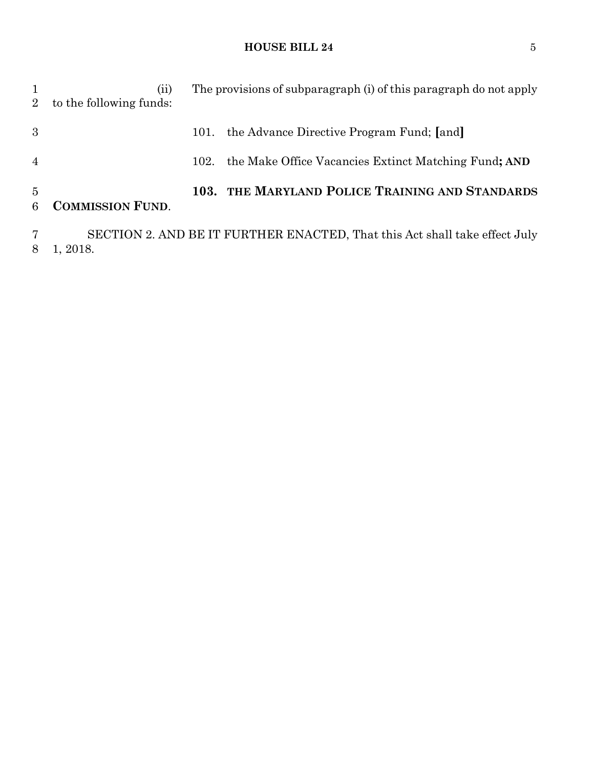(ii) The provisions of subparagraph (i) of this paragraph do not apply to the following funds:

101. the Advance Directive Program Fund; [and]

102. the Make Office Vacancies Extinct Matching Fund**; AND**

**103. THE MARYLAND POLICE TRAINING AND STANDARDS COMMISSION FUND**.

SECTION 2. AND BE IT FURTHER ENACTED, That this Act shall take effect July 1, 2018.